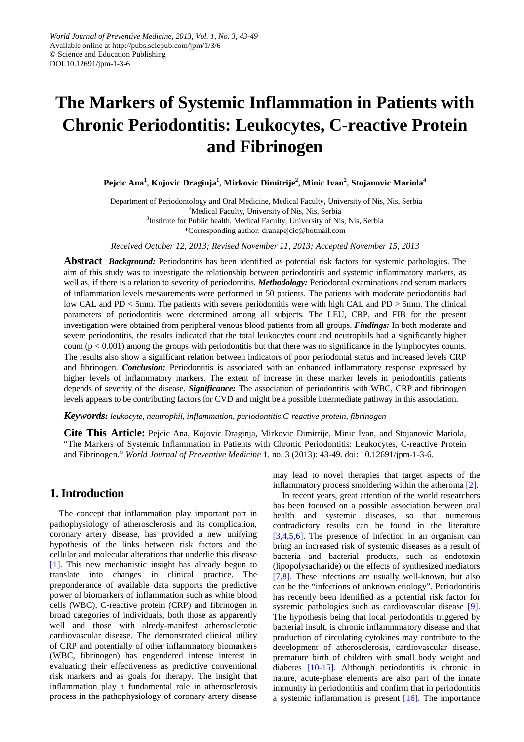World Journal of Preventive Medicine, 2013, Vol. 1, No. 3, 43-49
Available online at http://pubs.sciepub.com/jpm/1/3/6
© Science and Education Publishing
DOI:10.12691/jpm-1-3-6

# The Markers of Systemic Inflammation in Patients with Chronic Periodontitis: Leukocytes, C-reactive Protein and Fibrinogen

**Pejcic Ana[1], Kojovic Draginja[1], Mirkovic Dimitrije[2], Minic Ivan[2], Stojanovic Mariola[4]**

[1]Department of Periodontology and Oral Medicine, Medical Faculty, University of Nis, Nis, Serbia
[2]Medical Faculty, University of Nis, Nis, Serbia
[3]Institute for Public health, Medical Faculty, University of Nis, Nis, Serbia
*Corresponding author: dranapejcic@hotmail.com

*Received October 12, 2013; Revised November 11, 2013; Accepted November 15, 2013*

**Abstract** ***Background:*** Periodontitis has been identified as potential risk factors for systemic pathologies. The aim of this study was to investigate the relationship between periodontitis and systemic inflammatory markers, as well as, if there is a relation to severity of periodontitis. ***Methodology:*** Periodontal examinations and serum markers of inflammation levels mesaurements were performed in 50 patients. The patients with moderate periodontitis had low CAL and PD < 5mm. The patients with severe periodontitis were with high CAL and PD > 5mm. The clinical parameters of periodontitis were determined among all subjects. The LEU, CRP, and FIB for the present investigation were obtained from peripheral venous blood patients from all groups. ***Findings:*** In both moderate and severe periodontitis, the results indicated that the total leukocytes count and neutrophils had a significantly higher count ($p < 0.001$) among the groups with periodontitis but that there was no significance in the lymphocytes counts. The results also show a significant relation between indicators of poor periodontal status and increased levels CRP and fibrinogen. ***Conclusion:*** Periodontitis is associated with an enhanced inflammatory response expressed by higher levels of inflammatory markers. The extent of increase in these marker levels in periodontitis patients depends of severity of the disease. ***Significance:*** The association of periodontitis with WBC, CRP and fibrinogen levels appears to be contributing factors for CVD and might be a possible intermediate pathway in this association.

***Keywords:*** *leukocyte, neutrophil, inflammation, periodontitis,C-reactive protein, fibrinogen*

**Cite This Article:** Pejcic Ana, Kojovic Draginja, Mirkovic Dimitrije, Minic Ivan, and Stojanovic Mariola, "The Markers of Systemic Inflammation in Patients with Chronic Periodontitis: Leukocytes, C-reactive Protein and Fibrinogen." *World Journal of Preventive Medicine* 1, no. 3 (2013): 43-49. doi: 10.12691/jpm-1-3-6.

## 1. Introduction

The concept that inflammation play important part in pathophysiology of atherosclerosis and its complication, coronary artery disease, has provided a new unifying hypothesis of the links between risk factors and the cellular and molecular alterations that underlie this disease [1]. This new mechanistic insight has already begun to translate into changes in clinical practice. The preponderance of available data supports the predictive power of biomarkers of inflammation such as white blood cells (WBC), C-reactive protein (CRP) and fibrinogen in broad categories of individuals, both those as apparently well and those with alredy-manifest atherosclerotic cardiovascular disease. The demonstrated clinical utility of CRP and potentially of other inflammatory biomarkers (WBC, fibrinogen) has engendered intense interest in evaluating their effectiveness as predictive conventional risk markers and as goals for therapy. The insight that inflammation play a fundamental role in atherosclerosis process in the pathophysiology of coronary artery disease may lead to novel therapies that target aspects of the inflammatory process smoldering within the atheroma [2].

In recent years, great attention of the world researchers has been focused on a possible association between oral health and systemic diseases, so that numerous contradictory results can be found in the literature [3,4,5,6]. The presence of infection in an organism can bring an increased risk of systemic diseases as a result of bacteria and bacterial products, such as endotoxin (lipopolysacharide) or the effects of synthesized mediators [7,8]. These infections are usually well-known, but also can be the "infections of unknown etiology". Periodontitis has recently been identified as a potential risk factor for systemic pathologies such as cardiovascular disease [9]. The hypothesis being that local periodontitis triggered by bacterial insult, is chronic inflammmatory disease and that production of circulating cytokines may contribute to the development of atherosclerosis, cardiovascular disease, premature birth of children with small body weight and diabetes [10-15]. Although periodontitis is chronic in nature, acute-phase elements are also part of the innate immunity in periodontitis and confirm that in periodontitis a systemic inflammation is present [16]. The importance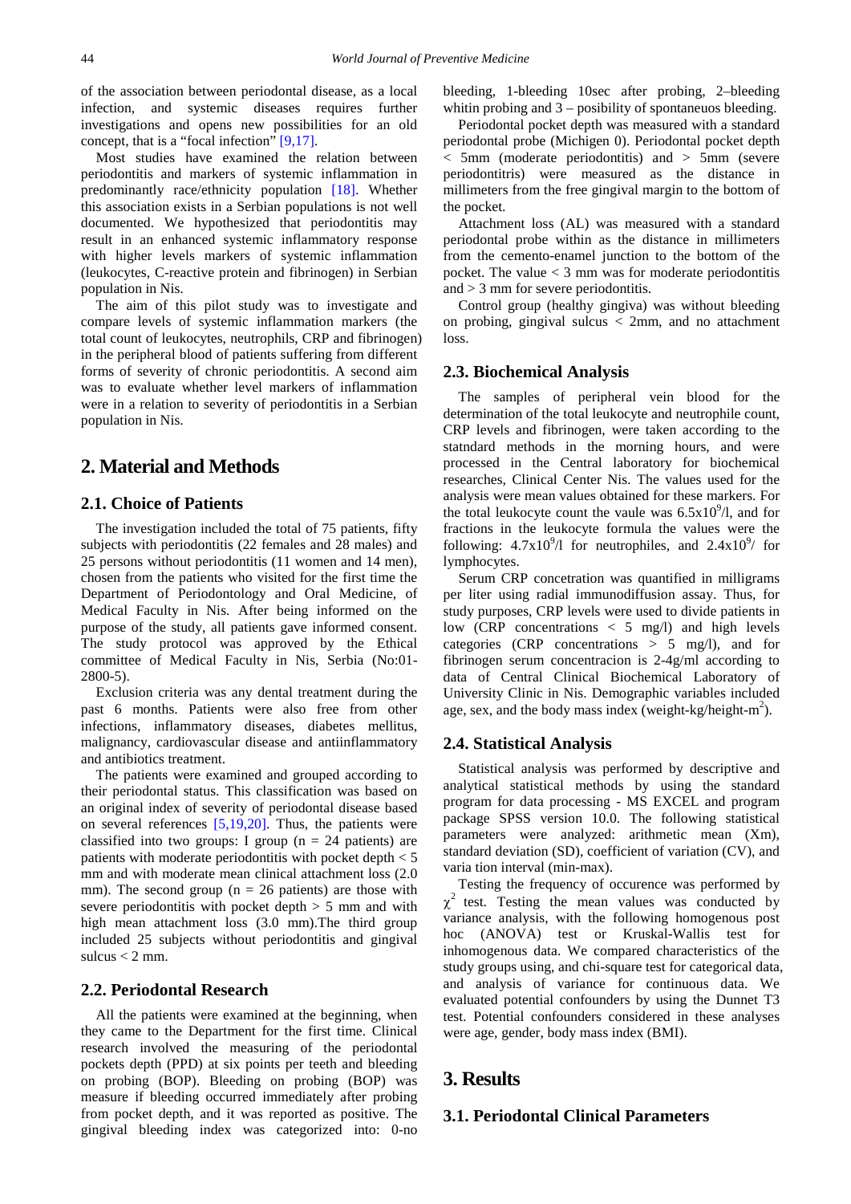of the association between periodontal disease, as a local infection, and systemic diseases requires further investigations and opens new possibilities for an old concept, that is a "focal infection" [9,17].

Most studies have examined the relation between periodontitis and markers of systemic inflammation in predominantly race/ethnicity population [18]. Whether this association exists in a Serbian populations is not well documented. We hypothesized that periodontitis may result in an enhanced systemic inflammatory response with higher levels markers of systemic inflammation (leukocytes, C-reactive protein and fibrinogen) in Serbian population in Nis.

The aim of this pilot study was to investigate and compare levels of systemic inflammation markers (the total count of leukocytes, neutrophils, CRP and fibrinogen) in the peripheral blood of patients suffering from different forms of severity of chronic periodontitis. A second aim was to evaluate whether level markers of inflammation were in a relation to severity of periodontitis in a Serbian population in Nis.

## 2. Material and Methods

### 2.1. Choice of Patients

The investigation included the total of 75 patients, fifty subjects with periodontitis (22 females and 28 males) and 25 persons without periodontitis (11 women and 14 men), chosen from the patients who visited for the first time the Department of Periodontology and Oral Medicine, of Medical Faculty in Nis. After being informed on the purpose of the study, all patients gave informed consent. The study protocol was approved by the Ethical committee of Medical Faculty in Nis, Serbia (No:01-2800-5).

Exclusion criteria was any dental treatment during the past 6 months. Patients were also free from other infections, inflammatory diseases, diabetes mellitus, malignancy, cardiovascular disease and antiinflammatory and antibiotics treatment.

The patients were examined and grouped according to their periodontal status. This classification was based on an original index of severity of periodontal disease based on several references [5,19,20]. Thus, the patients were classified into two groups: I group ($n = 24$ patients) are patients with moderate periodontitis with pocket depth < 5 mm and with moderate mean clinical attachment loss (2.0 mm). The second group ($n = 26$ patients) are those with severe periodontitis with pocket depth > 5 mm and with high mean attachment loss (3.0 mm).The third group included 25 subjects without periodontitis and gingival sulcus < 2 mm.

### 2.2. Periodontal Research

All the patients were examined at the beginning, when they came to the Department for the first time. Clinical research involved the measuring of the periodontal pockets depth (PPD) at six points per teeth and bleeding on probing (BOP). Bleeding on probing (BOP) was measure if bleeding occurred immediately after probing from pocket depth, and it was reported as positive. The gingival bleeding index was categorized into: 0-no bleeding, 1-bleeding 10sec after probing, 2–bleeding whitin probing and 3 – posibility of spontaneuos bleeding.

Periodontal pocket depth was measured with a standard periodontal probe (Michigen 0). Periodontal pocket depth < 5mm (moderate periodontitis) and > 5mm (severe periodontitris) were measured as the distance in millimeters from the free gingival margin to the bottom of the pocket.

Attachment loss (AL) was measured with a standard periodontal probe within as the distance in millimeters from the cemento-enamel junction to the bottom of the pocket. The value < 3 mm was for moderate periodontitis and > 3 mm for severe periodontitis.

Control group (healthy gingiva) was without bleeding on probing, gingival sulcus < 2mm, and no attachment loss.

### 2.3. Biochemical Analysis

The samples of peripheral vein blood for the determination of the total leukocyte and neutrophile count, CRP levels and fibrinogen, were taken according to the statndard methods in the morning hours, and were processed in the Central laboratory for biochemical researches, Clinical Center Nis. The values used for the analysis were mean values obtained for these markers. For the total leukocyte count the vaule was $6.5x10^9$/l, and for fractions in the leukocyte formula the values were the following: $4.7x10^9$/l for neutrophiles, and $2.4x10^9$/ for lymphocytes.

Serum CRP concetration was quantified in milligrams per liter using radial immunodiffusion assay. Thus, for study purposes, CRP levels were used to divide patients in low (CRP concentrations < 5 mg/l) and high levels categories (CRP concentrations > 5 mg/l), and for fibrinogen serum concentracion is 2-4g/ml according to data of Central Clinical Biochemical Laboratory of University Clinic in Nis. Demographic variables included age, sex, and the body mass index (weight-kg/height-$m^2$).

### 2.4. Statistical Analysis

Statistical analysis was performed by descriptive and analytical statistical methods by using the standard program for data processing - MS EXCEL and program package SPSS version 10.0. The following statistical parameters were analyzed: arithmetic mean (Xm), standard deviation (SD), coefficient of variation (CV), and varia tion interval (min-max).

Testing the frequency of occurence was performed by $\chi^2$ test. Testing the mean values was conducted by variance analysis, with the following homogenous post hoc (ANOVA) test or Kruskal-Wallis test for inhomogenous data. We compared characteristics of the study groups using, and chi-square test for categorical data, and analysis of variance for continuous data. We evaluated potential confounders by using the Dunnet T3 test. Potential confounders considered in these analyses were age, gender, body mass index (BMI).

## 3. Results

### 3.1. Periodontal Clinical Parameters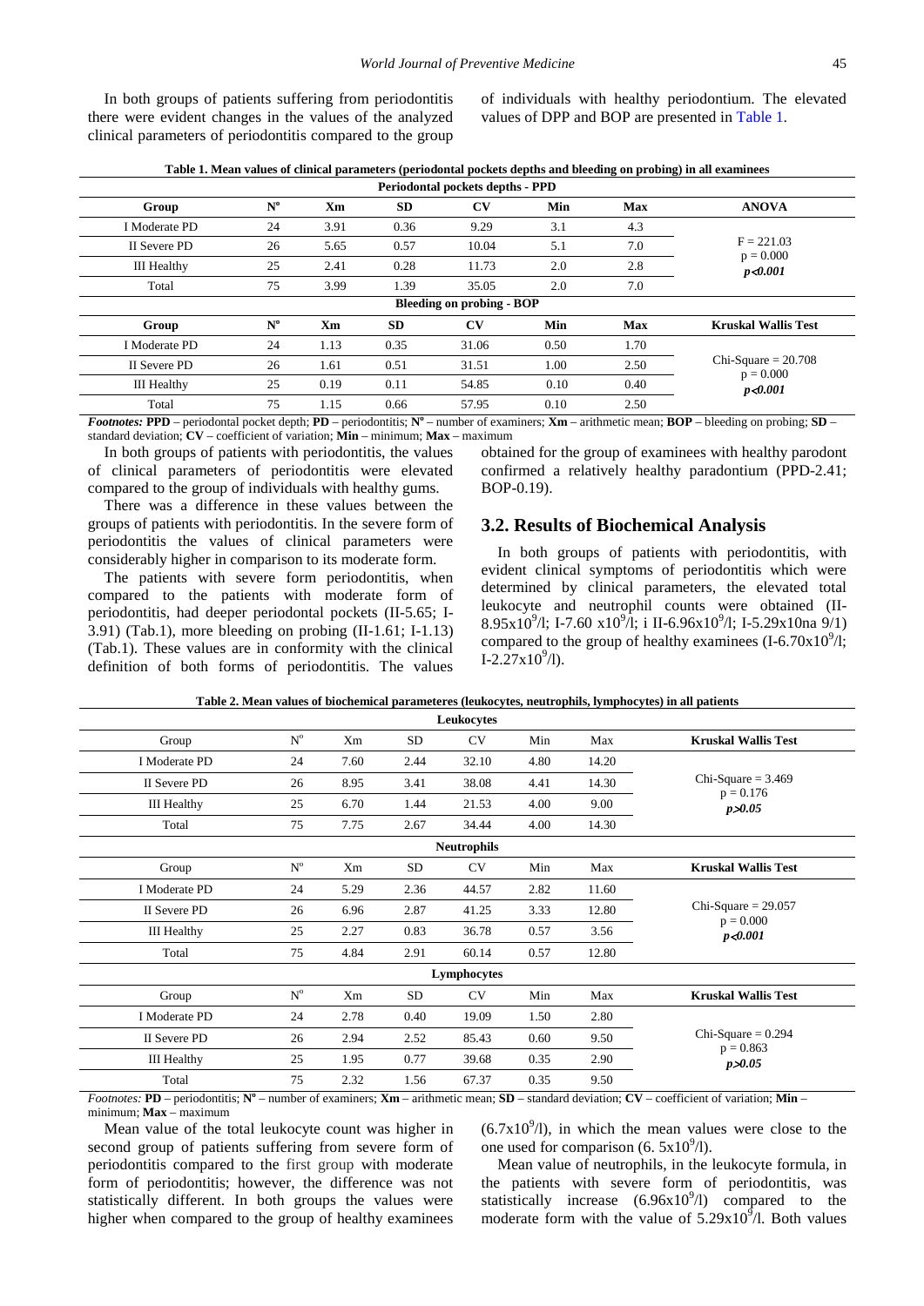In both groups of patients suffering from periodontitis there were evident changes in the values of the analyzed clinical parameters of periodontitis compared to the group of individuals with healthy periodontium. The elevated values of DPP and BOP are presented in Table 1.

**Table 1. Mean values of clinical parameters (periodontal pockets depths and bleeding on probing) in all examinees**

| Periodontal pockets depths - PPD | | | | | | | |
|---|---|---|---|---|---|---|---|
| **Group** | **N°** | **Xm** | **SD** | **CV** | **Min** | **Max** | **ANOVA** |
| I Moderate PD | 24 | 3.91 | 0.36 | 9.29 | 3.1 | 4.3 | |
| II Severe PD | 26 | 5.65 | 0.57 | 10.04 | 5.1 | 7.0 | F = 221.03 p = 0.000 ***p<0.001*** |
| III Healthy | 25 | 2.41 | 0.28 | 11.73 | 2.0 | 2.8 | |
| Total | 75 | 3.99 | 1.39 | 35.05 | 2.0 | 7.0 | |
| **Bleeding on probing - BOP** | | | | | | | |
| **Group** | **N°** | **Xm** | **SD** | **CV** | **Min** | **Max** | **Kruskal Wallis Test** |
| I Moderate PD | 24 | 1.13 | 0.35 | 31.06 | 0.50 | 1.70 | |
| II Severe PD | 26 | 1.61 | 0.51 | 31.51 | 1.00 | 2.50 | Chi-Square = 20.708 p = 0.000 ***p<0.001*** |
| III Healthy | 25 | 0.19 | 0.11 | 54.85 | 0.10 | 0.40 | |
| Total | 75 | 1.15 | 0.66 | 57.95 | 0.10 | 2.50 | |

***Footnotes:*** **PPD** – periodontal pocket depth; **PD** – periodontitis; **N°** – number of examiners; **Xm** – arithmetic mean; **BOP** – bleeding on probing; **SD** – standard deviation; **CV** – coefficient of variation; **Min** – minimum; **Max** – maximum

In both groups of patients with periodontitis, the values of clinical parameters of periodontitis were elevated compared to the group of individuals with healthy gums.

There was a difference in these values between the groups of patients with periodontitis. In the severe form of periodontitis the values of clinical parameters were considerably higher in comparison to its moderate form.

The patients with severe form periodontitis, when compared to the patients with moderate form of periodontitis, had deeper periodontal pockets (II-5.65; I-3.91) (Tab.1), more bleeding on probing (II-1.61; I-1.13) (Tab.1). These values are in conformity with the clinical definition of both forms of periodontitis. The values obtained for the group of examinees with healthy parodont confirmed a relatively healthy paradontium (PPD-2.41; BOP-0.19).

## 3.2. Results of Biochemical Analysis

In both groups of patients with periodontitis, with evident clinical symptoms of periodontitis which were determined by clinical parameters, the elevated total leukocyte and neutrophil counts were obtained (II-$8.95 \times 10^9$/l; I-7.60 $\times 10^9$/l; i II-$6.96 \times 10^9$/l; I-5.29x10na 9/1) compared to the group of healthy examinees (I-$6.70 \times 10^9$/l; I-$2.27 \times 10^9$/l).

**Table 2. Mean values of biochemical parameteres (leukocytes, neutrophils, lymphocytes) in all patients**

| Leukocytes | | | | | | | |
|---|---|---|---|---|---|---|---|
| Group | N° | Xm | SD | CV | Min | Max | **Kruskal Wallis Test** |
| I Moderate PD | 24 | 7.60 | 2.44 | 32.10 | 4.80 | 14.20 | |
| II Severe PD | 26 | 8.95 | 3.41 | 38.08 | 4.41 | 14.30 | Chi-Square = 3.469 p = 0.176 ***p>0.05*** |
| III Healthy | 25 | 6.70 | 1.44 | 21.53 | 4.00 | 9.00 | |
| Total | 75 | 7.75 | 2.67 | 34.44 | 4.00 | 14.30 | |
| **Neutrophils** | | | | | | | |
| Group | N° | Xm | SD | CV | Min | Max | **Kruskal Wallis Test** |
| I Moderate PD | 24 | 5.29 | 2.36 | 44.57 | 2.82 | 11.60 | |
| II Severe PD | 26 | 6.96 | 2.87 | 41.25 | 3.33 | 12.80 | Chi-Square = 29.057 p = 0.000 ***p<0.001*** |
| III Healthy | 25 | 2.27 | 0.83 | 36.78 | 0.57 | 3.56 | |
| Total | 75 | 4.84 | 2.91 | 60.14 | 0.57 | 12.80 | |
| **Lymphocytes** | | | | | | | |
| Group | N° | Xm | SD | CV | Min | Max | **Kruskal Wallis Test** |
| I Moderate PD | 24 | 2.78 | 0.40 | 19.09 | 1.50 | 2.80 | |
| II Severe PD | 26 | 2.94 | 2.52 | 85.43 | 0.60 | 9.50 | Chi-Square = 0.294 p = 0.863 ***p>0.05*** |
| III Healthy | 25 | 1.95 | 0.77 | 39.68 | 0.35 | 2.90 | |
| Total | 75 | 2.32 | 1.56 | 67.37 | 0.35 | 9.50 | |

*Footnotes:* **PD** – periodontitis; **N°** – number of examiners; **Xm** – arithmetic mean; **SD** – standard deviation; **CV** – coefficient of variation; **Min** – minimum; **Max** – maximum

Mean value of the total leukocyte count was higher in second group of patients suffering from severe form of periodontitis compared to the first group with moderate form of periodontitis; however, the difference was not statistically different. In both groups the values were higher when compared to the group of healthy examinees ($6.7 \times 10^9$/l), in which the mean values were close to the one used for comparison (6. $5 \times 10^9$/l).

Mean value of neutrophils, in the leukocyte formula, in the patients with severe form of periodontitis, was statistically increase ($6.96 \times 10^9$/l) compared to the moderate form with the value of $5.29 \times 10^9$/l. Both values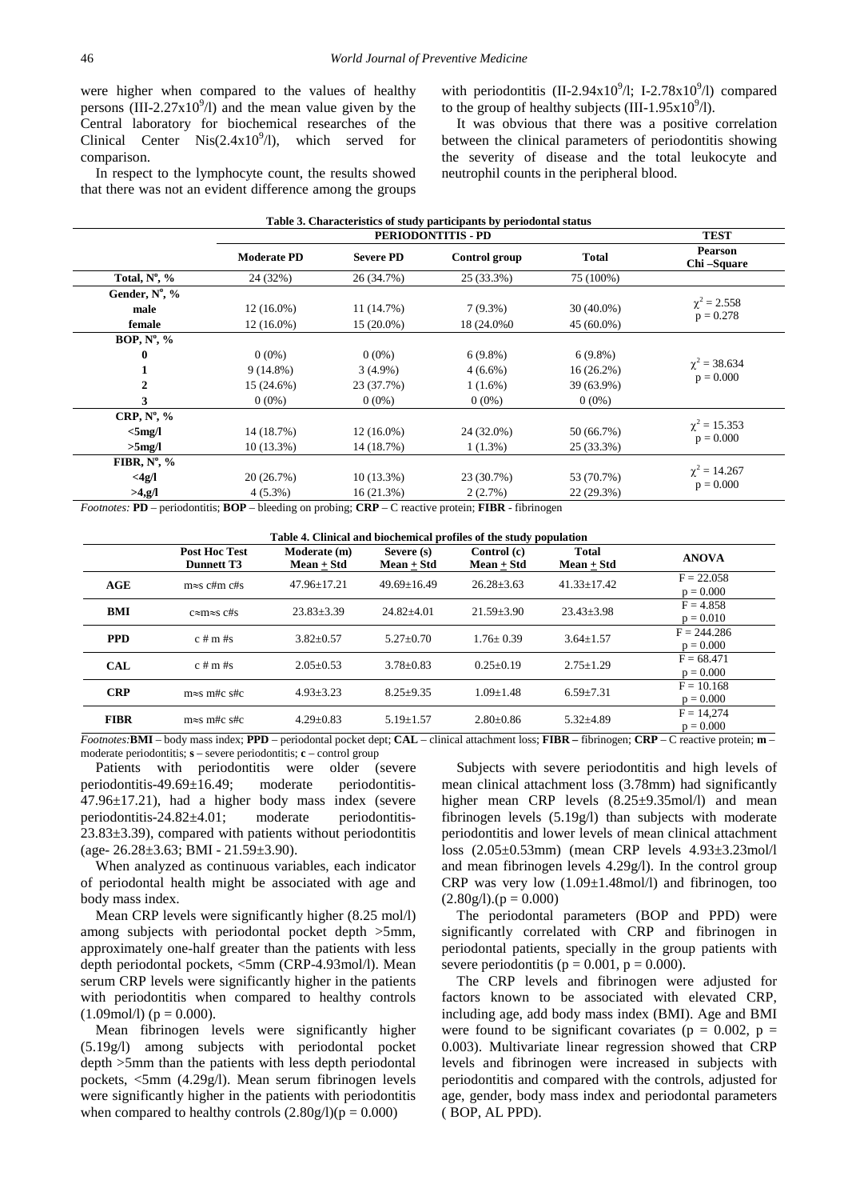were higher when compared to the values of healthy persons (III-$2.27x10^9$/l) and the mean value given by the Central laboratory for biochemical researches of the Clinical Center Nis($2.4x10^9$/l), which served for comparison.

In respect to the lymphocyte count, the results showed that there was not an evident difference among the groups with periodontitis (II-$2.94x10^9$/l; I-$2.78x10^9$/l) compared to the group of healthy subjects (III-$1.95x10^9$/l).

It was obvious that there was a positive correlation between the clinical parameters of periodontitis showing the severity of disease and the total leukocyte and neutrophil counts in the peripheral blood.

**Table 3. Characteristics of study participants by periodontal status**

| | PERIODONTITIS - PD | | | | TEST |
|---|---|---|---|---|---|
| | **Moderate PD** | **Severe PD** | **Control group** | **Total** | **Pearson Chi –Square** |
| **Total, N°, %** | 24 (32%) | 26 (34.7%) | 25 (33.3%) | 75 (100%) | |
| **Gender, N°, %** | | | | | |
| **male** | 12 (16.0%) | 11 (14.7%) | 7 (9.3%) | 30 (40.0%) | $\chi^2 = 2.558$ |
| **female** | 12 (16.0%) | 15 (20.0%) | 18 (24.0%0 | 45 (60.0%) | $p = 0.278$ |
| **BOP, N°, %** | | | | | |
| **0** | 0 (0%) | 0 (0%) | 6 (9.8%) | 6 (9.8%) | |
| **1** | 9 (14.8%) | 3 (4.9%) | 4 (6.6%) | 16 (26.2%) | $\chi^2 = 38.634$ |
| **2** | 15 (24.6%) | 23 (37.7%) | 1 (1.6%) | 39 (63.9%) | $p = 0.000$ |
| **3** | 0 (0%) | 0 (0%) | 0 (0%) | 0 (0%) | |
| **CRP, N°, %** | | | | | |
| **<5mg/l** | 14 (18.7%) | 12 (16.0%) | 24 (32.0%) | 50 (66.7%) | $\chi^2 = 15.353$ |
| **>5mg/l** | 10 (13.3%) | 14 (18.7%) | 1 (1.3%) | 25 (33.3%) | $p = 0.000$ |
| **FIBR, N°, %** | | | | | |
| **<4g/l** | 20 (26.7%) | 10 (13.3%) | 23 (30.7%) | 53 (70.7%) | $\chi^2 = 14.267$ |
| **>4,g/l** | 4 (5.3%) | 16 (21.3%) | 2 (2.7%) | 22 (29.3%) | $p = 0.000$ |

*Footnotes:* **PD** – periodontitis; **BOP** – bleeding on probing; **CRP** – C reactive protein; **FIBR** - fibrinogen

**Table 4. Clinical and biochemical profiles of the study population**

| | Post Hoc Test Dunnett T3 | Moderate (m) Mean + Std | Severe (s) Mean + Std | Control (c) Mean + Std | Total Mean + Std | ANOVA |
|---|---|---|---|---|---|---|
| **AGE** | m≈s c#m c#s | 47.96±17.21 | 49.69±16.49 | 26.28±3.63 | 41.33±17.42 | F = 22.058 p = 0.000 |
| **BMI** | c≈m≈s c#s | 23.83±3.39 | 24.82±4.01 | 21.59±3.90 | 23.43±3.98 | F = 4.858 p = 0.010 |
| **PPD** | c # m #s | 3.82±0.57 | 5.27±0.70 | 1.76± 0.39 | 3.64±1.57 | F = 244.286 p = 0.000 |
| **CAL** | c # m #s | 2.05±0.53 | 3.78±0.83 | 0.25±0.19 | 2.75±1.29 | F = 68.471 p = 0.000 |
| **CRP** | m≈s m#c s#c | 4.93±3.23 | 8.25±9.35 | 1.09±1.48 | 6.59±7.31 | F = 10.168 p = 0.000 |
| **FIBR** | m≈s m#c s#c | 4.29±0.83 | 5.19±1.57 | 2.80±0.86 | 5.32±4.89 | F = 14,274 p = 0.000 |

*Footnotes:* **BMI** – body mass index; **PPD** – periodontal pocket dept; **CAL** – clinical attachment loss; **FIBR –** fibrinogen; **CRP** – C reactive protein; **m** – moderate periodontitis; **s** – severe periodontitis; **c** – control group

Patients with periodontitis were older (severe periodontitis-49.69±16.49; moderate periodontitis-47.96±17.21), had a higher body mass index (severe periodontitis-24.82±4.01; moderate periodontitis-23.83±3.39), compared with patients without periodontitis (age- 26.28±3.63; BMI - 21.59±3.90).

When analyzed as continuous variables, each indicator of periodontal health might be associated with age and body mass index.

Mean CRP levels were significantly higher (8.25 mol/l) among subjects with periodontal pocket depth >5mm, approximately one-half greater than the patients with less depth periodontal pockets, <5mm (CRP-4.93mol/l). Mean serum CRP levels were significantly higher in the patients with periodontitis when compared to healthy controls (1.09mol/l) ($p = 0.000$).

Mean fibrinogen levels were significantly higher (5.19g/l) among subjects with periodontal pocket depth >5mm than the patients with less depth periodontal pockets, <5mm (4.29g/l). Mean serum fibrinogen levels were significantly higher in the patients with periodontitis when compared to healthy controls (2.80g/l)($p = 0.000$)

Subjects with severe periodontitis and high levels of mean clinical attachment loss (3.78mm) had significantly higher mean CRP levels (8.25±9.35mol/l) and mean fibrinogen levels (5.19g/l) than subjects with moderate periodontitis and lower levels of mean clinical attachment loss (2.05±0.53mm) (mean CRP levels 4.93±3.23mol/l and mean fibrinogen levels 4.29g/l). In the control group CRP was very low (1.09±1.48mol/l) and fibrinogen, too (2.80g/l).($p = 0.000$)

The periodontal parameters (BOP and PPD) were significantly correlated with CRP and fibrinogen in periodontal patients, specially in the group patients with severe periodontitis ($p = 0.001$, $p = 0.000$).

The CRP levels and fibrinogen were adjusted for factors known to be associated with elevated CRP, including age, add body mass index (BMI). Age and BMI were found to be significant covariates ($p = 0.002$, $p = 0.003$). Multivariate linear regression showed that CRP levels and fibrinogen were increased in subjects with periodontitis and compared with the controls, adjusted for age, gender, body mass index and periodontal parameters ( BOP, AL PPD).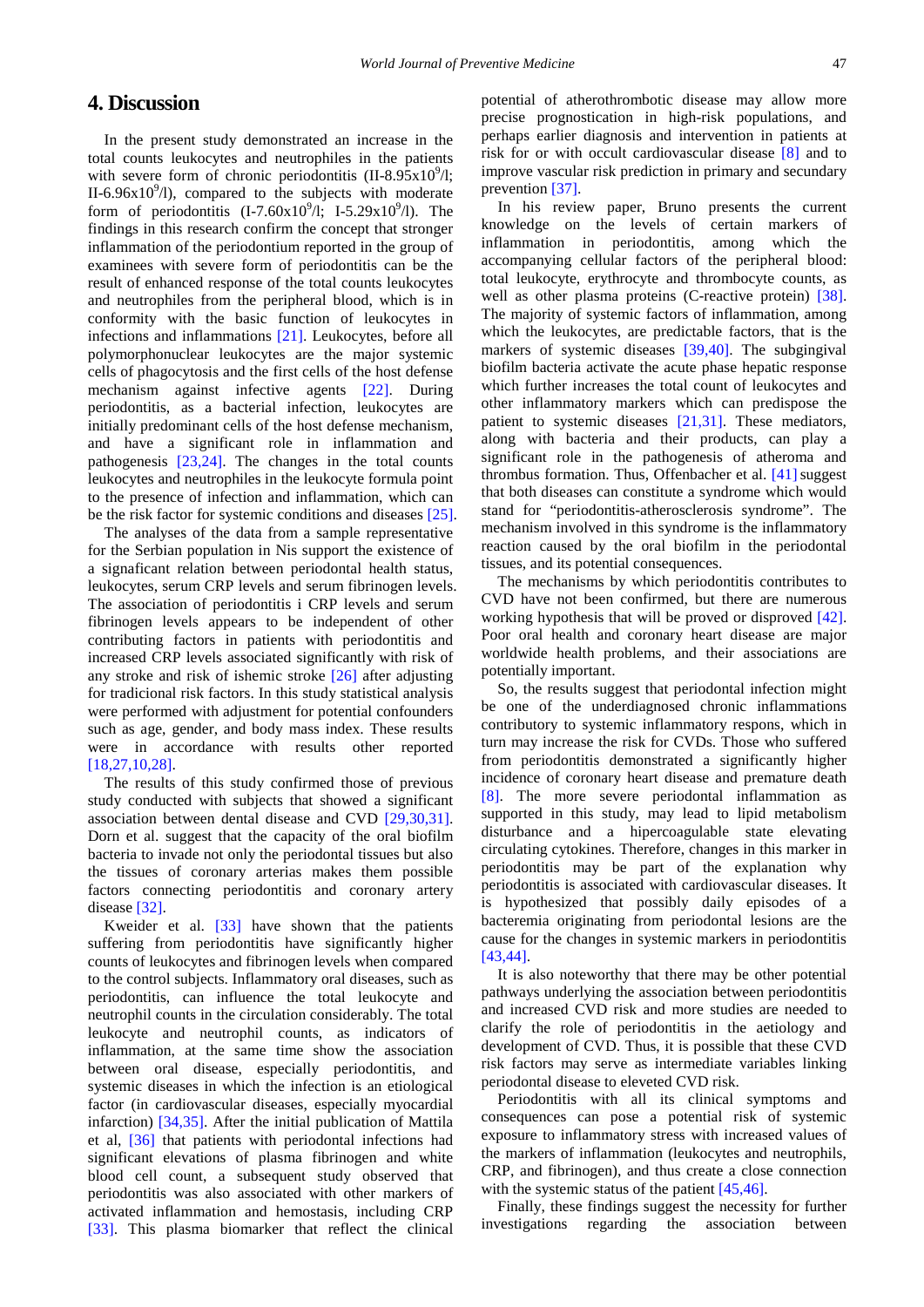## 4. Discussion

In the present study demonstrated an increase in the total counts leukocytes and neutrophiles in the patients with severe form of chronic periodontitis (II-8.95x$10^9$/l; II-6.96x$10^9$/l), compared to the subjects with moderate form of periodontitis (I-7.60x$10^9$/l; I-5.29x$10^9$/l). The findings in this research confirm the concept that stronger inflammation of the periodontium reported in the group of examinees with severe form of periodontitis can be the result of enhanced response of the total counts leukocytes and neutrophiles from the peripheral blood, which is in conformity with the basic function of leukocytes in infections and inflammations [21]. Leukocytes, before all polymorphonuclear leukocytes are the major systemic cells of phagocytosis and the first cells of the host defense mechanism against infective agents [22]. During periodontitis, as a bacterial infection, leukocytes are initially predominant cells of the host defense mechanism, and have a significant role in inflammation and pathogenesis [23,24]. The changes in the total counts leukocytes and neutrophiles in the leukocyte formula point to the presence of infection and inflammation, which can be the risk factor for systemic conditions and diseases [25].

The analyses of the data from a sample representative for the Serbian population in Nis support the existence of a signaficant relation between periodontal health status, leukocytes, serum CRP levels and serum fibrinogen levels. The association of periodontitis i CRP levels and serum fibrinogen levels appears to be independent of other contributing factors in patients with periodontitis and increased CRP levels associated significantly with risk of any stroke and risk of ishemic stroke [26] after adjusting for tradicional risk factors. In this study statistical analysis were performed with adjustment for potential confounders such as age, gender, and body mass index. These results were in accordance with results other reported [18,27,10,28].

The results of this study confirmed those of previous study conducted with subjects that showed a significant association between dental disease and CVD [29,30,31]. Dorn et al. suggest that the capacity of the oral biofilm bacteria to invade not only the periodontal tissues but also the tissues of coronary arterias makes them possible factors connecting periodontitis and coronary artery disease [32].

Kweider et al. [33] have shown that the patients suffering from periodontitis have significantly higher counts of leukocytes and fibrinogen levels when compared to the control subjects. Inflammatory oral diseases, such as periodontitis, can influence the total leukocyte and neutrophil counts in the circulation considerably. The total leukocyte and neutrophil counts, as indicators of inflammation, at the same time show the association between oral disease, especially periodontitis, and systemic diseases in which the infection is an etiological factor (in cardiovascular diseases, especially myocardial infarction) [34,35]. After the initial publication of Mattila et al, [36] that patients with periodontal infections had significant elevations of plasma fibrinogen and white blood cell count, a subsequent study observed that periodontitis was also associated with other markers of activated inflammation and hemostasis, including CRP [33]. This plasma biomarker that reflect the clinical potential of atherothrombotic disease may allow more precise prognostication in high-risk populations, and perhaps earlier diagnosis and intervention in patients at risk for or with occult cardiovascular disease [8] and to improve vascular risk prediction in primary and secundary prevention [37].

In his review paper, Bruno presents the current knowledge on the levels of certain markers of inflammation in periodontitis, among which the accompanying cellular factors of the peripheral blood: total leukocyte, erythrocyte and thrombocyte counts, as well as other plasma proteins (C-reactive protein) [38]. The majority of systemic factors of inflammation, among which the leukocytes, are predictable factors, that is the markers of systemic diseases [39,40]. The subgingival biofilm bacteria activate the acute phase hepatic response which further increases the total count of leukocytes and other inflammatory markers which can predispose the patient to systemic diseases [21,31]. These mediators, along with bacteria and their products, can play a significant role in the pathogenesis of atheroma and thrombus formation. Thus, Offenbacher et al. [41] suggest that both diseases can constitute a syndrome which would stand for "periodontitis-atherosclerosis syndrome". The mechanism involved in this syndrome is the inflammatory reaction caused by the oral biofilm in the periodontal tissues, and its potential consequences.

The mechanisms by which periodontitis contributes to CVD have not been confirmed, but there are numerous working hypothesis that will be proved or disproved [42]. Poor oral health and coronary heart disease are major worldwide health problems, and their associations are potentially important.

So, the results suggest that periodontal infection might be one of the underdiagnosed chronic inflammations contributory to systemic inflammatory respons, which in turn may increase the risk for CVDs. Those who suffered from periodontitis demonstrated a significantly higher incidence of coronary heart disease and premature death [8]. The more severe periodontal inflammation as supported in this study, may lead to lipid metabolism disturbance and a hipercoagulable state elevating circulating cytokines. Therefore, changes in this marker in periodontitis may be part of the explanation why periodontitis is associated with cardiovascular diseases. It is hypothesized that possibly daily episodes of a bacteremia originating from periodontal lesions are the cause for the changes in systemic markers in periodontitis [43,44].

It is also noteworthy that there may be other potential pathways underlying the association between periodontitis and increased CVD risk and more studies are needed to clarify the role of periodontitis in the aetiology and development of CVD. Thus, it is possible that these CVD risk factors may serve as intermediate variables linking periodontal disease to eleveted CVD risk.

Periodontitis with all its clinical symptoms and consequences can pose a potential risk of systemic exposure to inflammatory stress with increased values of the markers of inflammation (leukocytes and neutrophils, CRP, and fibrinogen), and thus create a close connection with the systemic status of the patient [45,46].

Finally, these findings suggest the necessity for further investigations regarding the association between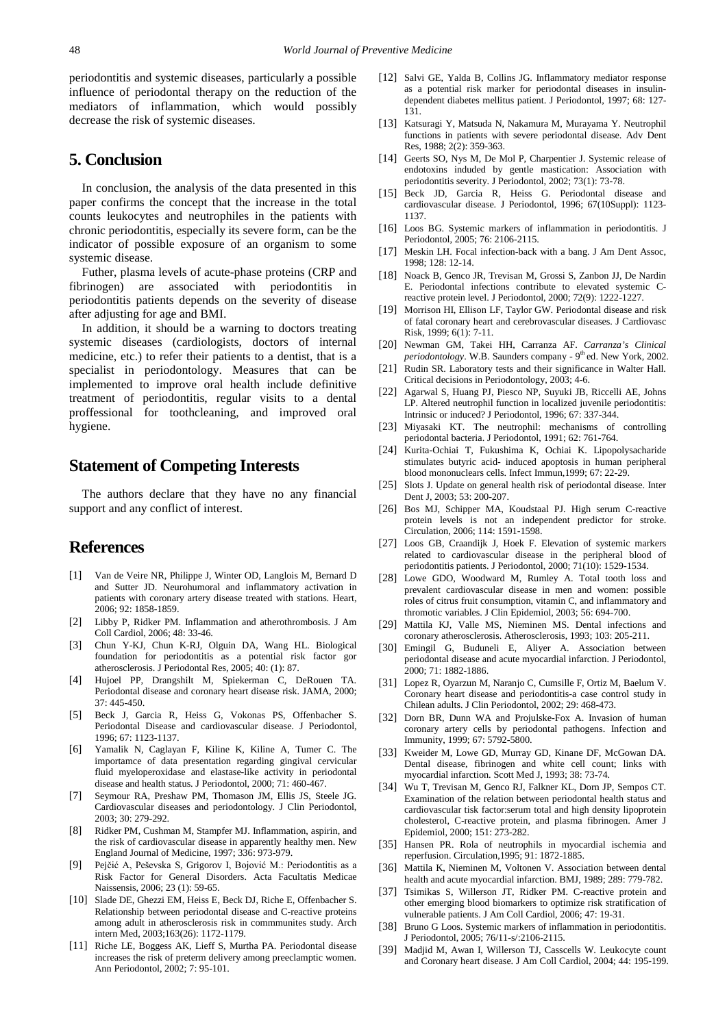periodontitis and systemic diseases, particularly a possible influence of periodontal therapy on the reduction of the mediators of inflammation, which would possibly decrease the risk of systemic diseases.

## 5. Conclusion

In conclusion, the analysis of the data presented in this paper confirms the concept that the increase in the total counts leukocytes and neutrophiles in the patients with chronic periodontitis, especially its severe form, can be the indicator of possible exposure of an organism to some systemic disease.

Futher, plasma levels of acute-phase proteins (CRP and fibrinogen) are associated with periodontitis in periodontitis patients depends on the severity of disease after adjusting for age and BMI.

In addition, it should be a warning to doctors treating systemic diseases (cardiologists, doctors of internal medicine, etc.) to refer their patients to a dentist, that is a specialist in periodontology. Measures that can be implemented to improve oral health include definitive treatment of periodontitis, regular visits to a dental proffessional for toothcleaning, and improved oral hygiene.

## Statement of Competing Interests

The authors declare that they have no any financial support and any conflict of interest.

## References

[1] Van de Veire NR, Philippe J, Winter OD, Langlois M, Bernard D and Sutter JD. Neurohumoral and inflammatory activation in patients with coronary artery disease treated with stations. Heart, 2006; 92: 1858-1859.

[2] Libby P, Ridker PM. Inflammation and atherothrombosis. J Am Coll Cardiol, 2006; 48: 33-46.

[3] Chun Y-KJ, Chun K-RJ, Olguin DA, Wang HL. Biological foundation for periodontitis as a potential risk factor gor atherosclerosis. J Periodontal Res, 2005; 40: (1): 87.

[4] Hujoel PP, Drangshilt M, Spiekerman C, DeRouen TA. Periodontal disease and coronary heart disease risk. JAMA, 2000; 37: 445-450.

[5] Beck J, Garcia R, Heiss G, Vokonas PS, Offenbacher S. Periodontal Disease and cardiovascular disease. J Periodontol, 1996; 67: 1123-1137.

[6] Yamalik N, Caglayan F, Kiline K, Kiline A, Tumer C. The importamce of data presentation regarding gingival cervicular fluid myeloperoxidase and elastase-like activity in periodontal disease and health status. J Periodontol, 2000; 71: 460-467.

[7] Seymour RA, Preshaw PM, Thomason JM, Ellis JS, Steele JG. Cardiovascular diseases and periodontology. J Clin Periodontol, 2003; 30: 279-292.

[8] Ridker PM, Cushman M, Stampfer MJ. Inflammation, aspirin, and the risk of cardiovascular disease in apparently healthy men. New England Journal of Medicine, 1997; 336: 973-979.

[9] Pejčić A, Peševska S, Grigorov I, Bojović M.: Periodontitis as a Risk Factor for General Disorders. Acta Facultatis Medicae Naissensis, 2006; 23 (1): 59-65.

[10] Slade DE, Ghezzi EM, Heiss E, Beck DJ, Riche E, Offenbacher S. Relationship between periodontal disease and C-reactive proteins among adult in atherosclerosis risk in commmunites study. Arch intern Med, 2003;163(26): 1172-1179.

[11] Riche LE, Boggess AK, Lieff S, Murtha PA. Periodontal disease increases the risk of preterm delivery among preeclamptic women. Ann Periodontol, 2002; 7: 95-101.

[12] Salvi GE, Yalda B, Collins JG. Inflammatory mediator response as a potential risk marker for periodontal diseases in insulin-dependent diabetes mellitus patient. J Periodontol, 1997; 68: 127-131.

[13] Katsuragi Y, Matsuda N, Nakamura M, Murayama Y. Neutrophil functions in patients with severe periodontal disease. Adv Dent Res, 1988; 2(2): 359-363.

[14] Geerts SO, Nys M, De Mol P, Charpentier J. Systemic release of endotoxins induded by gentle mastication: Association with periodontitis severity. J Periodontol, 2002; 73(1): 73-78.

[15] Beck JD, Garcia R, Heiss G. Periodontal disease and cardiovascular disease. J Periodontol, 1996; 67(10Suppl): 1123-1137.

[16] Loos BG. Systemic markers of inflammation in periodontitis. J Periodontol, 2005; 76: 2106-2115.

[17] Meskin LH. Focal infection-back with a bang. J Am Dent Assoc, 1998; 128: 12-14.

[18] Noack B, Genco JR, Trevisan M, Grossi S, Zanbon JJ, De Nardin E. Periodontal infections contribute to elevated systemic C-reactive protein level. J Periodontol, 2000; 72(9): 1222-1227.

[19] Morrison HI, Ellison LF, Taylor GW. Periodontal disease and risk of fatal coronary heart and cerebrovascular diseases. J Cardiovasc Risk, 1999; 6(1): 7-11.

[20] Newman GM, Takei HH, Carranza AF. *Carranza's Clinical periodontology*. W.B. Saunders company - 9th ed. New York, 2002.

[21] Rudin SR. Laboratory tests and their significance in Walter Hall. Critical decisions in Periodontology, 2003; 4-6.

[22] Agarwal S, Huang PJ, Piesco NP, Suyuki JB, Riccelli AE, Johns LP. Altered neutrophil function in localized juvenile periodontitis: Intrinsic or induced? J Periodontol, 1996; 67: 337-344.

[23] Miyasaki KT. The neutrophil: mechanisms of controlling periodontal bacteria. J Periodontol, 1991; 62: 761-764.

[24] Kurita-Ochiai T, Fukushima K, Ochiai K. Lipopolysacharide stimulates butyric acid- induced apoptosis in human peripheral blood mononuclears cells. Infect Immun,1999; 67: 22-29.

[25] Slots J. Update on general health risk of periodontal disease. Inter Dent J, 2003; 53: 200-207.

[26] Bos MJ, Schipper MA, Koudstaal PJ. High serum C-reactive protein levels is not an independent predictor for stroke. Circulation, 2006; 114: 1591-1598.

[27] Loos GB, Craandijk J, Hoek F. Elevation of systemic markers related to cardiovascular disease in the peripheral blood of periodontitis patients. J Periodontol, 2000; 71(10): 1529-1534.

[28] Lowe GDO, Woodward M, Rumley A. Total tooth loss and prevalent cardiovascular disease in men and women: possible roles of citrus fruit consumption, vitamin C, and inflammatory and thromotic variables. J Clin Epidemiol, 2003; 56: 694-700.

[29] Mattila KJ, Valle MS, Nieminen MS. Dental infections and coronary atherosclerosis. Atherosclerosis, 1993; 103: 205-211.

[30] Emingil G, Buduneli E, Aliyer A. Association between periodontal disease and acute myocardial infarction. J Periodontol, 2000; 71: 1882-1886.

[31] Lopez R, Oyarzun M, Naranjo C, Cumsille F, Ortiz M, Baelum V. Coronary heart disease and periodontitis-a case control study in Chilean adults. J Clin Periodontol, 2002; 29: 468-473.

[32] Dorn BR, Dunn WA and Projulske-Fox A. Invasion of human coronary artery cells by periodontal pathogens. Infection and Immunity, 1999; 67: 5792-5800.

[33] Kweider M, Lowe GD, Murray GD, Kinane DF, McGowan DA. Dental disease, fibrinogen and white cell count; links with myocardial infarction. Scott Med J, 1993; 38: 73-74.

[34] Wu T, Trevisan M, Genco RJ, Falkner KL, Dorn JP, Sempos CT. Examination of the relation between periodontal health status and cardiovascular tisk factor:serum total and high density lipoprotein cholesterol, C-reactive protein, and plasma fibrinogen. Amer J Epidemiol, 2000; 151: 273-282.

[35] Hansen PR. Rola of neutrophils in myocardial ischemia and reperfusion. Circulation,1995; 91: 1872-1885.

[36] Mattila K, Nieminen M, Voltonen V. Association between dental health and acute myocardial infarction. BMJ, 1989; 289: 779-782.

[37] Tsimikas S, Willerson JT, Ridker PM. C-reactive protein and other emerging blood biomarkers to optimize risk stratification of vulnerable patients. J Am Coll Cardiol, 2006; 47: 19-31.

[38] Bruno G Loos. Systemic markers of inflammation in periodontitis. J Periodontol, 2005; 76/11-s/:2106-2115.

[39] Madjid M, Awan I, Willerson TJ, Casscells W. Leukocyte count and Coronary heart disease. J Am Coll Cardiol, 2004; 44: 195-199.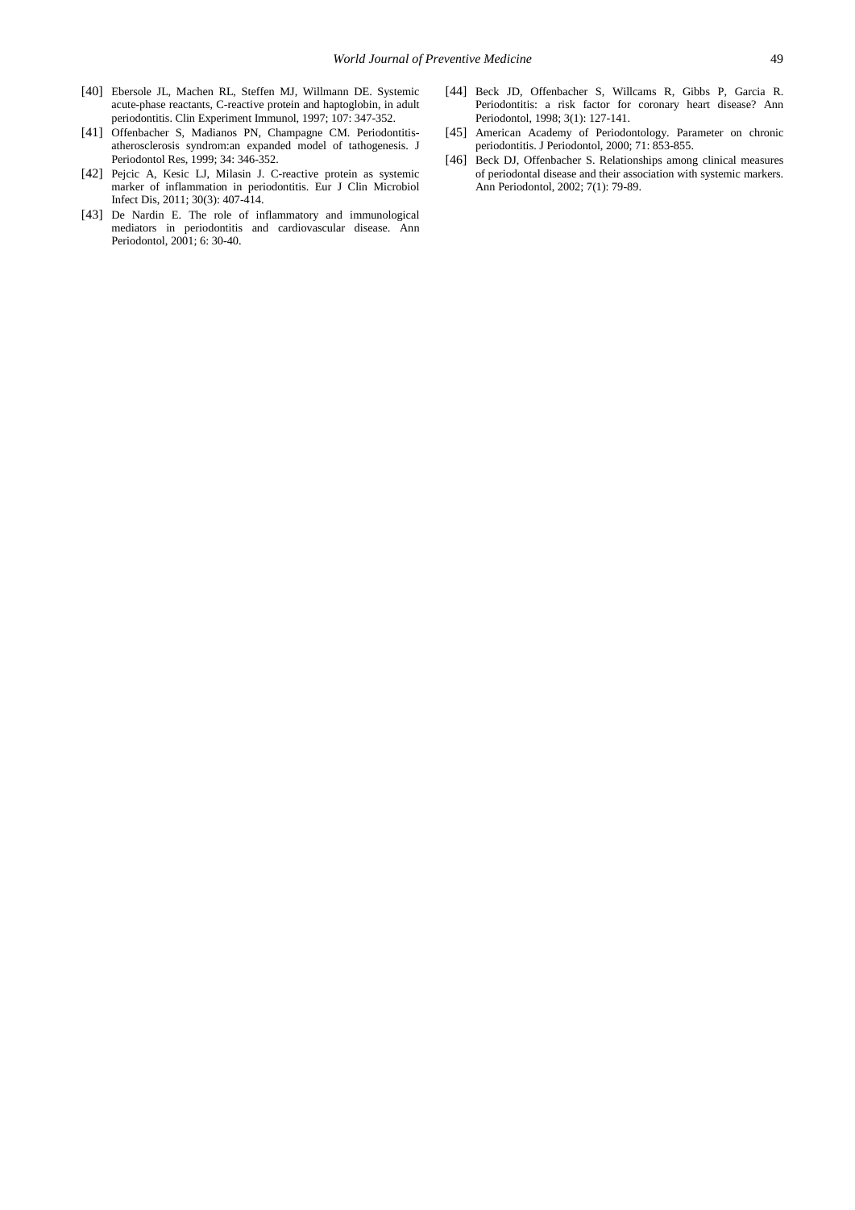[40] Ebersole JL, Machen RL, Steffen MJ, Willmann DE. Systemic acute-phase reactants, C-reactive protein and haptoglobin, in adult periodontitis. Clin Experiment Immunol, 1997; 107: 347-352.

[41] Offenbacher S, Madianos PN, Champagne CM. Periodontitis-atherosclerosis syndrom:an expanded model of tathogenesis. J Periodontol Res, 1999; 34: 346-352.

[42] Pejcic A, Kesic LJ, Milasin J. C-reactive protein as systemic marker of inflammation in periodontitis. Eur J Clin Microbiol Infect Dis, 2011; 30(3): 407-414.

[43] De Nardin E. The role of inflammatory and immunological mediators in periodontitis and cardiovascular disease. Ann Periodontol, 2001; 6: 30-40.

[44] Beck JD, Offenbacher S, Willcams R, Gibbs P, Garcia R. Periodontitis: a risk factor for coronary heart disease? Ann Periodontol, 1998; 3(1): 127-141.

[45] American Academy of Periodontology. Parameter on chronic periodontitis. J Periodontol, 2000; 71: 853-855.

[46] Beck DJ, Offenbacher S. Relationships among clinical measures of periodontal disease and their association with systemic markers. Ann Periodontol, 2002; 7(1): 79-89.